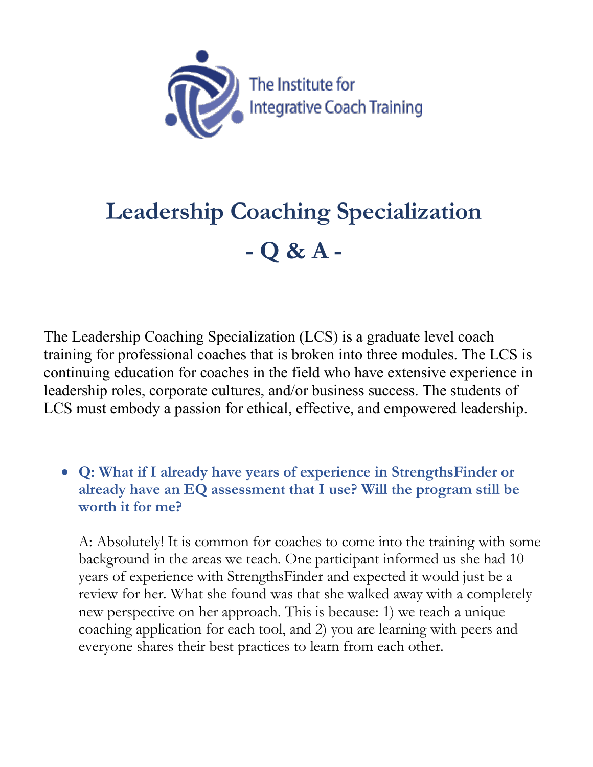The Institute for Integrative Coach Training

# Leadership Coaching Specialization

## - Q & A -

The Leadership Coaching Specialization (LCS) is a graduate level coach training for professional coaches that is broken into three modules. The LCS is continuing education for coaches in the field who have extensive experience in leadership roles, corporate cultures, and/or business success. The students of LCS must embody a passion for ethical, effective, and empowered leadership.

- **Q: What if I already have years of experience in StrengthsFinder or already have an EQ assessment that I use? Will the program still be worth it for me?**

  A: Absolutely! It is common for coaches to come into the training with some background in the areas we teach. One participant informed us she had 10 years of experience with StrengthsFinder and expected it would just be a review for her. What she found was that she walked away with a completely new perspective on her approach. This is because: 1) we teach a unique coaching application for each tool, and 2) you are learning with peers and everyone shares their best practices to learn from each other.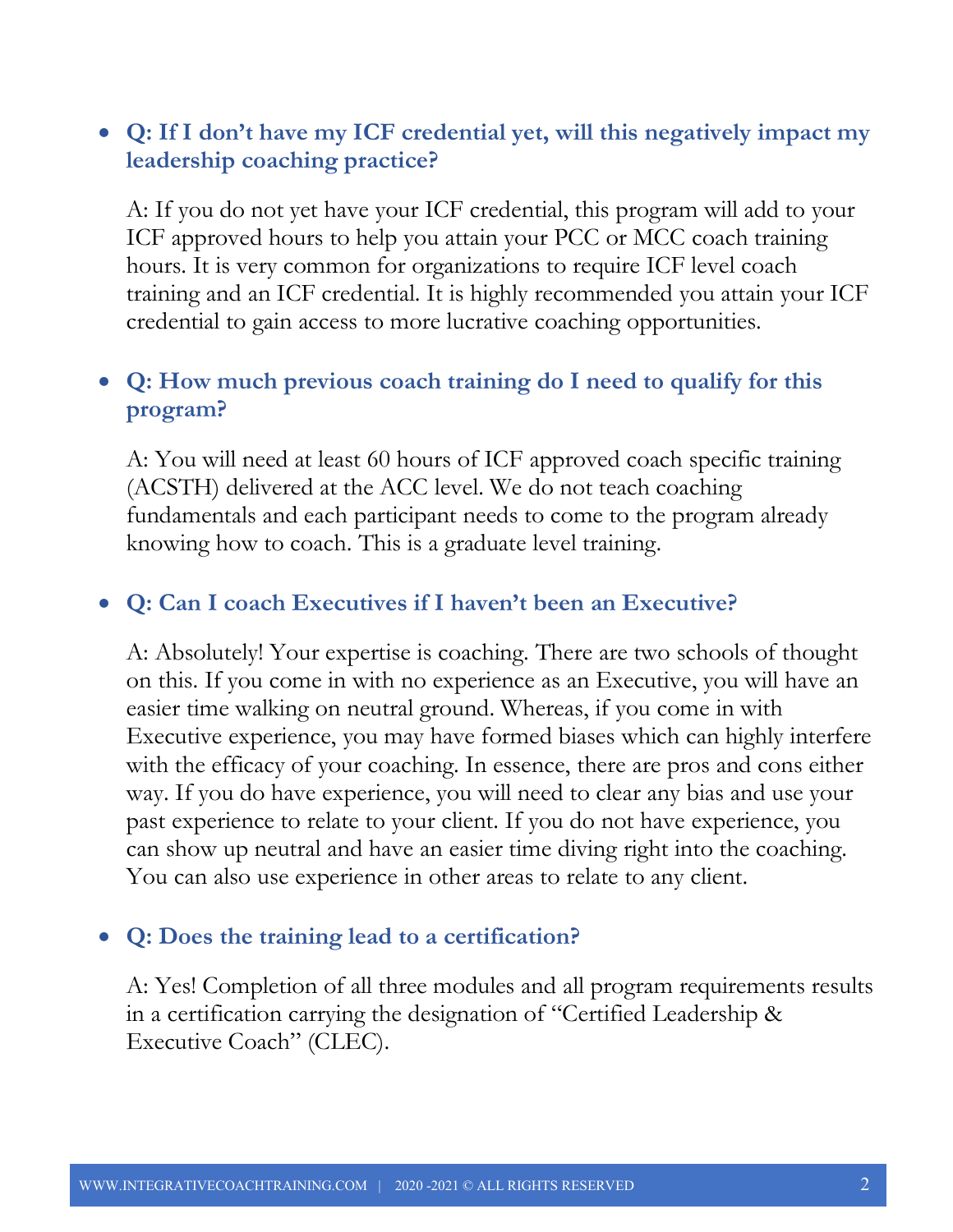- **Q: If I don't have my ICF credential yet, will this negatively impact my leadership coaching practice?**

  A: If you do not yet have your ICF credential, this program will add to your ICF approved hours to help you attain your PCC or MCC coach training hours. It is very common for organizations to require ICF level coach training and an ICF credential. It is highly recommended you attain your ICF credential to gain access to more lucrative coaching opportunities.

- **Q: How much previous coach training do I need to qualify for this program?**

  A: You will need at least 60 hours of ICF approved coach specific training (ACSTH) delivered at the ACC level. We do not teach coaching fundamentals and each participant needs to come to the program already knowing how to coach. This is a graduate level training.

- **Q: Can I coach Executives if I haven't been an Executive?**

  A: Absolutely! Your expertise is coaching. There are two schools of thought on this. If you come in with no experience as an Executive, you will have an easier time walking on neutral ground. Whereas, if you come in with Executive experience, you may have formed biases which can highly interfere with the efficacy of your coaching. In essence, there are pros and cons either way. If you do have experience, you will need to clear any bias and use your past experience to relate to your client. If you do not have experience, you can show up neutral and have an easier time diving right into the coaching. You can also use experience in other areas to relate to any client.

- **Q: Does the training lead to a certification?**

  A: Yes! Completion of all three modules and all program requirements results in a certification carrying the designation of "Certified Leadership & Executive Coach" (CLEC).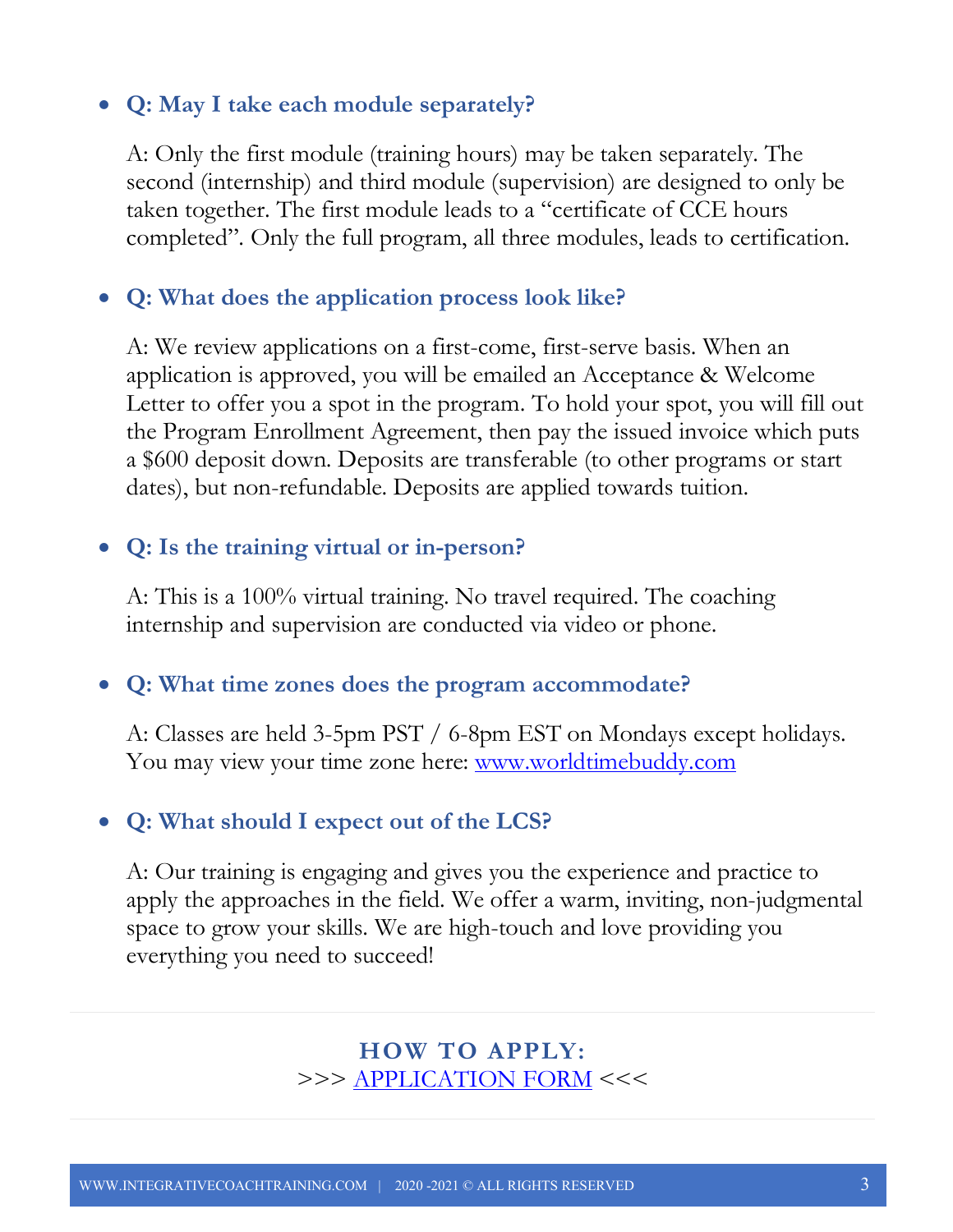- **Q: May I take each module separately?**

  A: Only the first module (training hours) may be taken separately. The second (internship) and third module (supervision) are designed to only be taken together. The first module leads to a "certificate of CCE hours completed". Only the full program, all three modules, leads to certification.

- **Q: What does the application process look like?**

  A: We review applications on a first-come, first-serve basis. When an application is approved, you will be emailed an Acceptance & Welcome Letter to offer you a spot in the program. To hold your spot, you will fill out the Program Enrollment Agreement, then pay the issued invoice which puts a $600 deposit down. Deposits are transferable (to other programs or start dates), but non-refundable. Deposits are applied towards tuition.

- **Q: Is the training virtual or in-person?**

  A: This is a 100% virtual training. No travel required. The coaching internship and supervision are conducted via video or phone.

- **Q: What time zones does the program accommodate?**

  A: Classes are held 3-5pm PST / 6-8pm EST on Mondays except holidays. You may view your time zone here: [www.worldtimebuddy.com](www.worldtimebuddy.com)

- **Q: What should I expect out of the LCS?**

  A: Our training is engaging and gives you the experience and practice to apply the approaches in the field. We offer a warm, inviting, non-judgmental space to grow your skills. We are high-touch and love providing you everything you need to succeed!

---

**HOW TO APPLY:**

>>> APPLICATION FORM <<<

---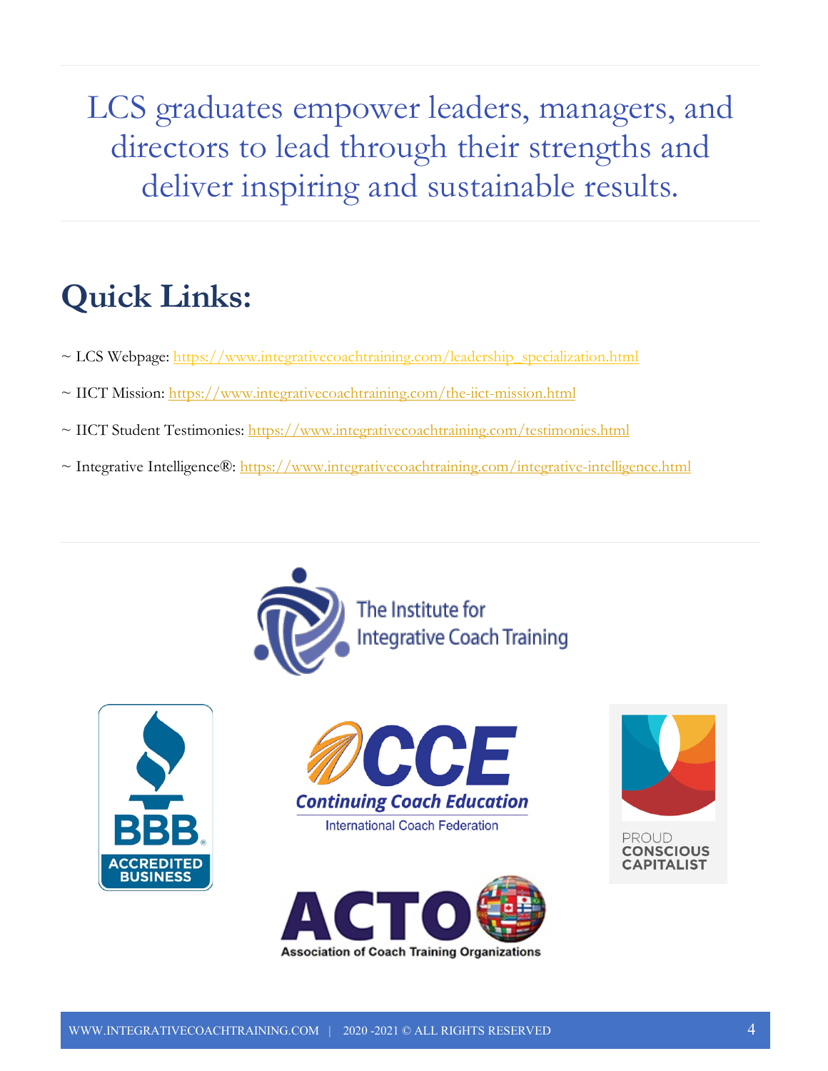LCS graduates empower leaders, managers, and directors to lead through their strengths and deliver inspiring and sustainable results.

# Quick Links:

~ LCS Webpage: https://www.integrativecoachtraining.com/leadership_specialization.html

~ IICT Mission: https://www.integrativecoachtraining.com/the-iict-mission.html

~ IICT Student Testimonies: https://www.integrativecoachtraining.com/testimonies.html

~ Integrative Intelligence®: https://www.integrativecoachtraining.com/integrative-intelligence.html

The Institute for Integrative Coach Training

BBB ACCREDITED BUSINESS

CCE Continuing Coach Education International Coach Federation

PROUD CONSCIOUS CAPITALIST

ACTO Association of Coach Training Organizations